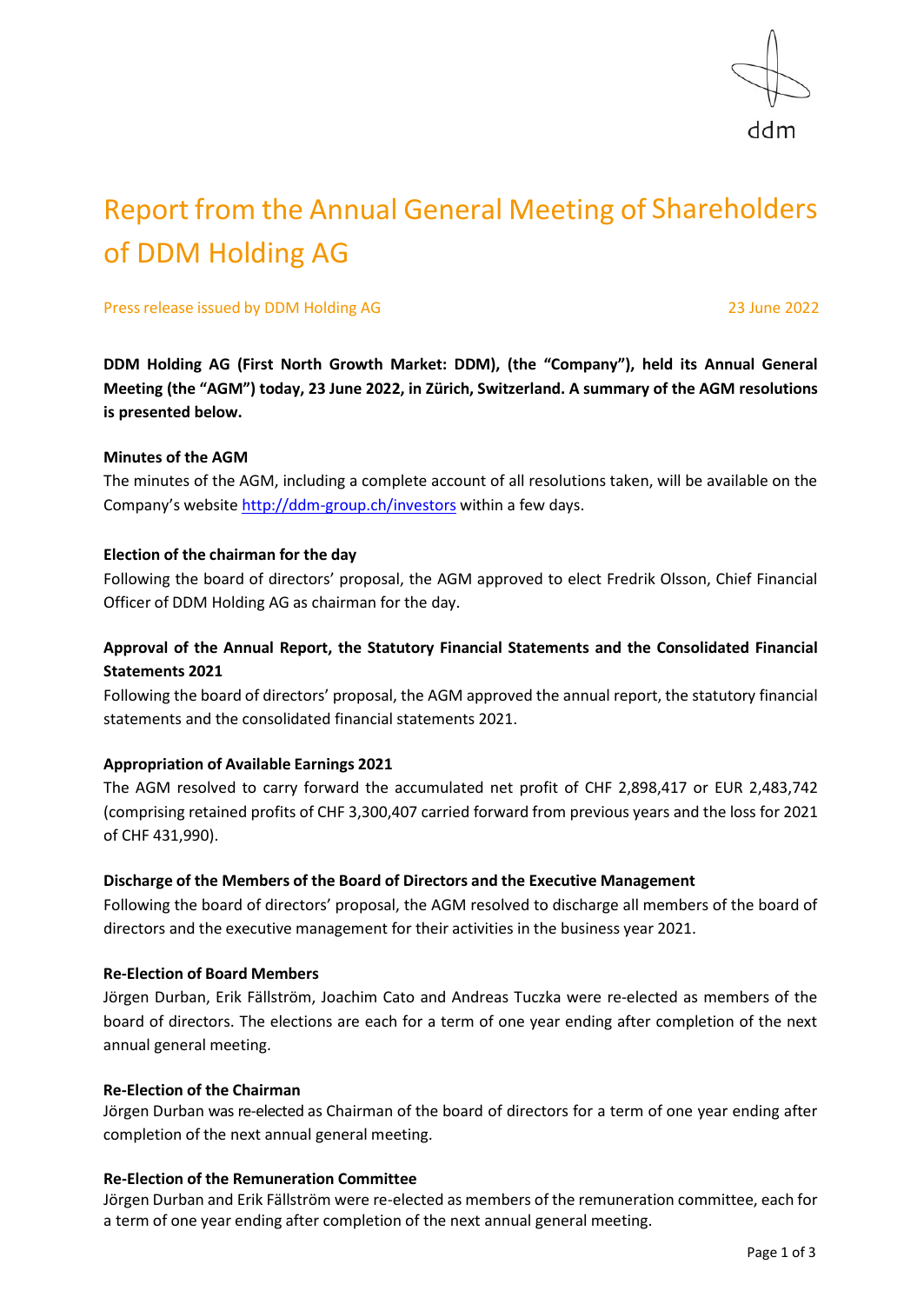# Report from the Annual General Meeting of Shareholders of DDM Holding AG

Press release issued by DDM Holding AG

23 June 2022

**DDM Holding AG (First North Growth Market: DDM), (the “Company”), held its Annual General Meeting (the “AGM”) today, 23 June 2022, in Zürich, Switzerland. A summary of the AGM resolutions is presented below.**

**Minutes of the AGM**

The minutes of the AGM, including a complete account of all resolutions taken, will be available on the Company’s website http://ddm-group.ch/investors within a few days.

**Election of the chairman for the day**

Following the board of directors’ proposal, the AGM approved to elect Fredrik Olsson, Chief Financial Officer of DDM Holding AG as chairman for the day.

**Approval of the Annual Report, the Statutory Financial Statements and the Consolidated Financial Statements 2021**

Following the board of directors’ proposal, the AGM approved the annual report, the statutory financial statements and the consolidated financial statements 2021.

**Appropriation of Available Earnings 2021**

The AGM resolved to carry forward the accumulated net profit of CHF 2,898,417 or EUR 2,483,742 (comprising retained profits of CHF 3,300,407 carried forward from previous years and the loss for 2021 of CHF 431,990).

**Discharge of the Members of the Board of Directors and the Executive Management**

Following the board of directors’ proposal, the AGM resolved to discharge all members of the board of directors and the executive management for their activities in the business year 2021.

**Re-Election of Board Members**

Jörgen Durban, Erik Fällström, Joachim Cato and Andreas Tuczka were re-elected as members of the board of directors. The elections are each for a term of one year ending after completion of the next annual general meeting.

**Re-Election of the Chairman**

Jörgen Durban was re-elected as Chairman of the board of directors for a term of one year ending after completion of the next annual general meeting.

**Re-Election of the Remuneration Committee**

Jörgen Durban and Erik Fällström were re-elected as members of the remuneration committee, each for a term of one year ending after completion of the next annual general meeting.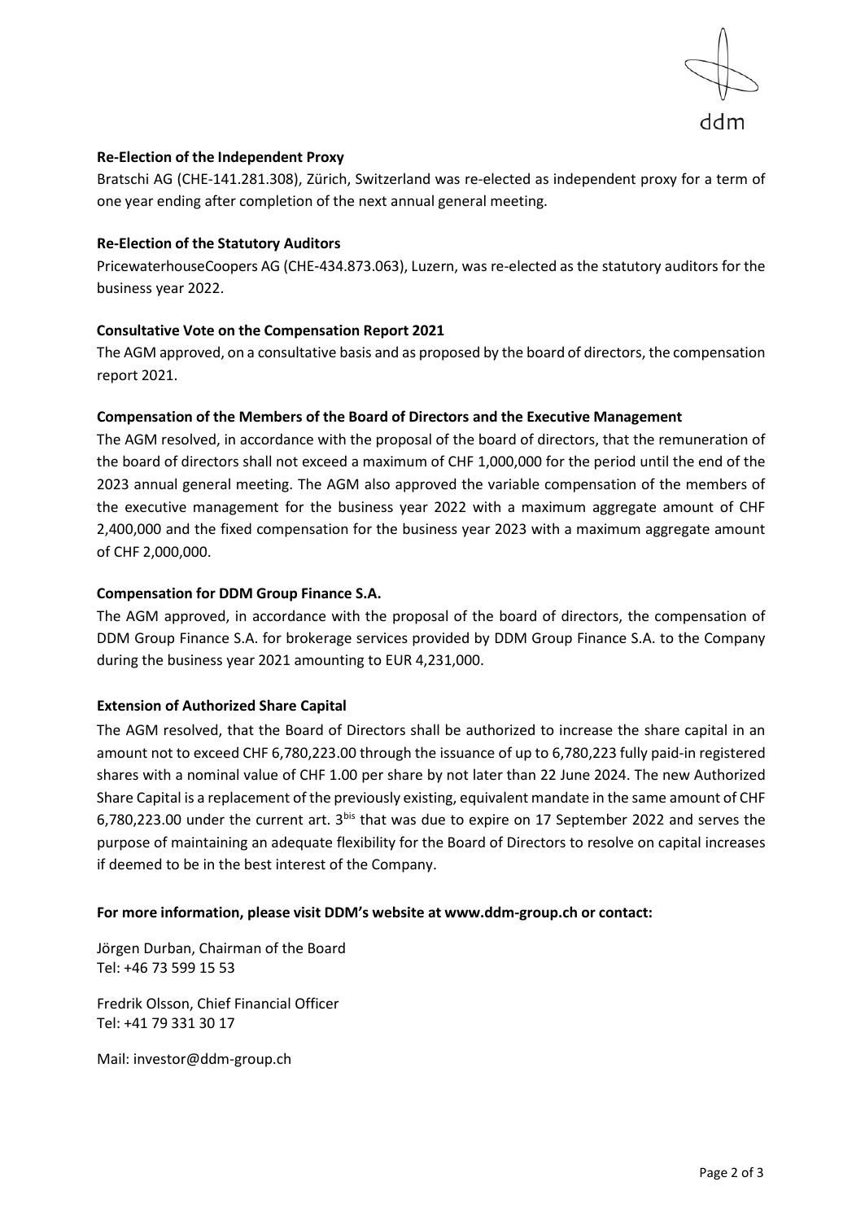**Re-Election of the Independent Proxy**

Bratschi AG (CHE-141.281.308), Zürich, Switzerland was re-elected as independent proxy for a term of one year ending after completion of the next annual general meeting.

**Re-Election of the Statutory Auditors**

PricewaterhouseCoopers AG (CHE-434.873.063), Luzern, was re-elected as the statutory auditors for the business year 2022.

**Consultative Vote on the Compensation Report 2021**

The AGM approved, on a consultative basis and as proposed by the board of directors, the compensation report 2021.

**Compensation of the Members of the Board of Directors and the Executive Management**

The AGM resolved, in accordance with the proposal of the board of directors, that the remuneration of the board of directors shall not exceed a maximum of CHF 1,000,000 for the period until the end of the 2023 annual general meeting. The AGM also approved the variable compensation of the members of the executive management for the business year 2022 with a maximum aggregate amount of CHF 2,400,000 and the fixed compensation for the business year 2023 with a maximum aggregate amount of CHF 2,000,000.

**Compensation for DDM Group Finance S.A.**

The AGM approved, in accordance with the proposal of the board of directors, the compensation of DDM Group Finance S.A. for brokerage services provided by DDM Group Finance S.A. to the Company during the business year 2021 amounting to EUR 4,231,000.

**Extension of Authorized Share Capital**

The AGM resolved, that the Board of Directors shall be authorized to increase the share capital in an amount not to exceed CHF 6,780,223.00 through the issuance of up to 6,780,223 fully paid-in registered shares with a nominal value of CHF 1.00 per share by not later than 22 June 2024. The new Authorized Share Capital is a replacement of the previously existing, equivalent mandate in the same amount of CHF 6,780,223.00 under the current art. 3bis that was due to expire on 17 September 2022 and serves the purpose of maintaining an adequate flexibility for the Board of Directors to resolve on capital increases if deemed to be in the best interest of the Company.

**For more information, please visit DDM's website at www.ddm-group.ch or contact:**

Jörgen Durban, Chairman of the Board
Tel: +46 73 599 15 53

Fredrik Olsson, Chief Financial Officer
Tel: +41 79 331 30 17

Mail: investor@ddm-group.ch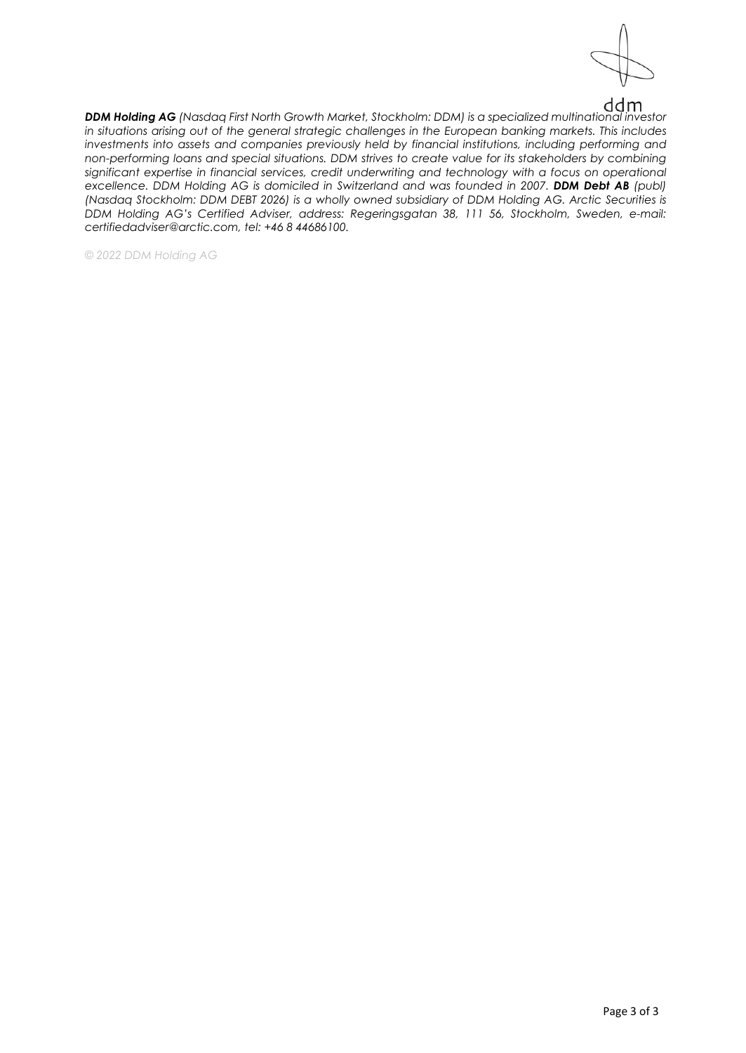***DDM Holding AG** (Nasdaq First North Growth Market, Stockholm: DDM) is a specialized multinational investor in situations arising out of the general strategic challenges in the European banking markets. This includes investments into assets and companies previously held by financial institutions, including performing and non-performing loans and special situations. DDM strives to create value for its stakeholders by combining significant expertise in financial services, credit underwriting and technology with a focus on operational excellence. DDM Holding AG is domiciled in Switzerland and was founded in 2007. **DDM Debt AB** (publ) (Nasdaq Stockholm: DDM DEBT 2026) is a wholly owned subsidiary of DDM Holding AG. Arctic Securities is DDM Holding AG's Certified Adviser, address: Regeringsgatan 38, 111 56, Stockholm, Sweden, e-mail: certifiedadviser@arctic.com, tel: +46 8 44686100.*

*© 2022 DDM Holding AG*